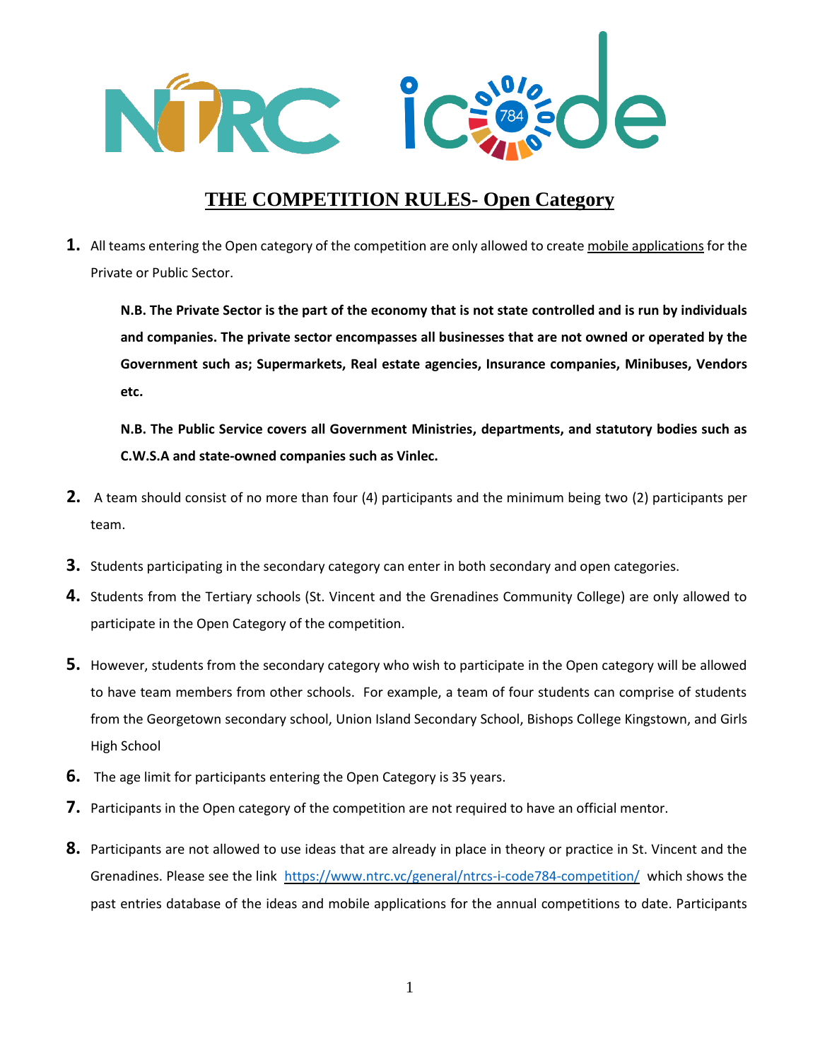# THE COMPETITION RULES- Open Category

1. All teams entering the Open category of the competition are only allowed to create mobile applications for the Private or Public Sector.

   **N.B. The Private Sector is the part of the economy that is not state controlled and is run by individuals and companies. The private sector encompasses all businesses that are not owned or operated by the Government such as; Supermarkets, Real estate agencies, Insurance companies, Minibuses, Vendors etc.**

   **N.B. The Public Service covers all Government Ministries, departments, and statutory bodies such as C.W.S.A and state-owned companies such as Vinlec.**

2. A team should consist of no more than four (4) participants and the minimum being two (2) participants per team.

3. Students participating in the secondary category can enter in both secondary and open categories.

4. Students from the Tertiary schools (St. Vincent and the Grenadines Community College) are only allowed to participate in the Open Category of the competition.

5. However, students from the secondary category who wish to participate in the Open category will be allowed to have team members from other schools. For example, a team of four students can comprise of students from the Georgetown secondary school, Union Island Secondary School, Bishops College Kingstown, and Girls High School

6. The age limit for participants entering the Open Category is 35 years.

7. Participants in the Open category of the competition are not required to have an official mentor.

8. Participants are not allowed to use ideas that are already in place in theory or practice in St. Vincent and the Grenadines. Please see the link https://www.ntrc.vc/general/ntrcs-i-code784-competition/ which shows the past entries database of the ideas and mobile applications for the annual competitions to date. Participants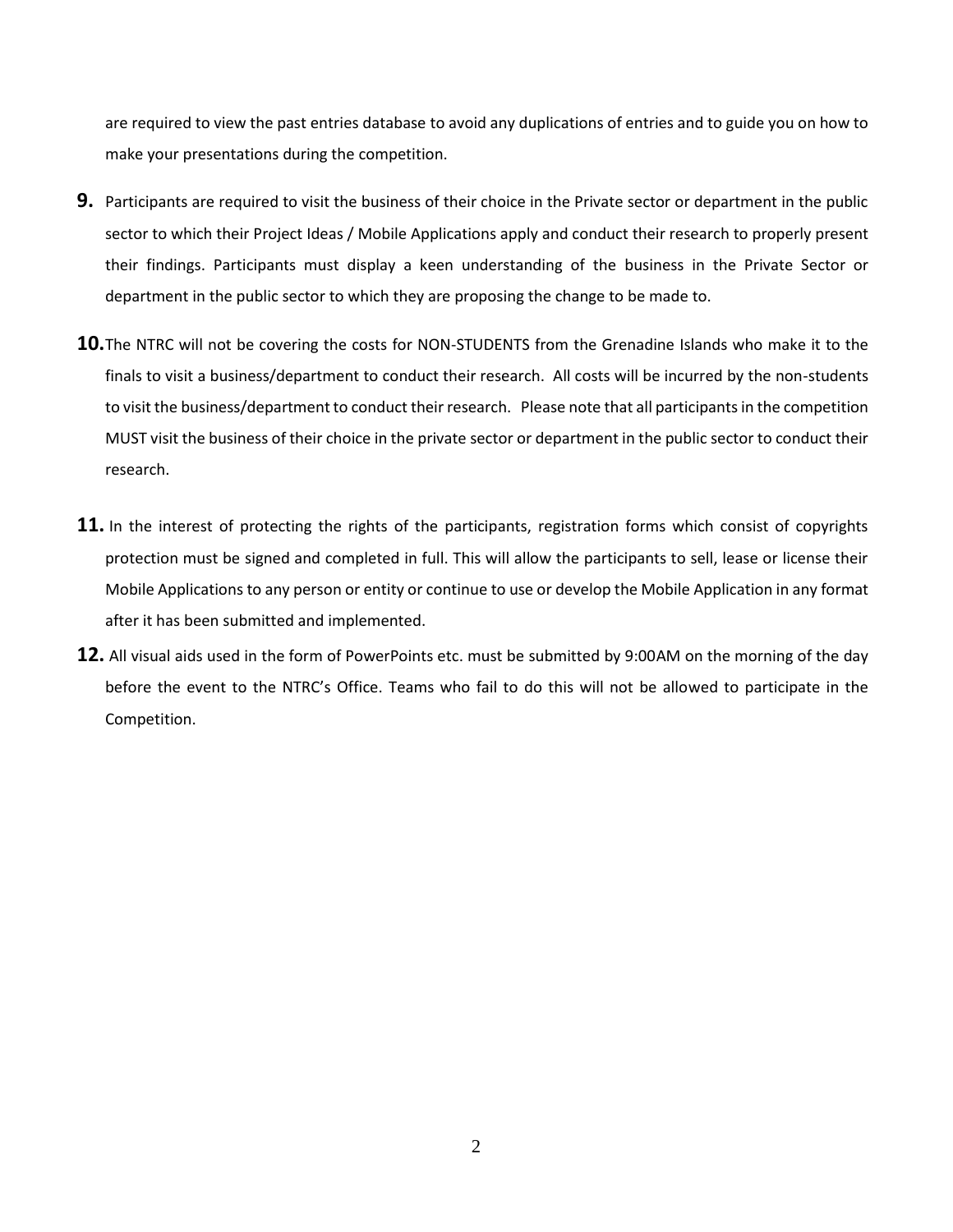are required to view the past entries database to avoid any duplications of entries and to guide you on how to make your presentations during the competition.

**9.** Participants are required to visit the business of their choice in the Private sector or department in the public sector to which their Project Ideas / Mobile Applications apply and conduct their research to properly present their findings. Participants must display a keen understanding of the business in the Private Sector or department in the public sector to which they are proposing the change to be made to.

**10.** The NTRC will not be covering the costs for NON-STUDENTS from the Grenadine Islands who make it to the finals to visit a business/department to conduct their research. All costs will be incurred by the non-students to visit the business/department to conduct their research. Please note that all participants in the competition MUST visit the business of their choice in the private sector or department in the public sector to conduct their research.

**11.** In the interest of protecting the rights of the participants, registration forms which consist of copyrights protection must be signed and completed in full. This will allow the participants to sell, lease or license their Mobile Applications to any person or entity or continue to use or develop the Mobile Application in any format after it has been submitted and implemented.

**12.** All visual aids used in the form of PowerPoints etc. must be submitted by 9:00AM on the morning of the day before the event to the NTRC's Office. Teams who fail to do this will not be allowed to participate in the Competition.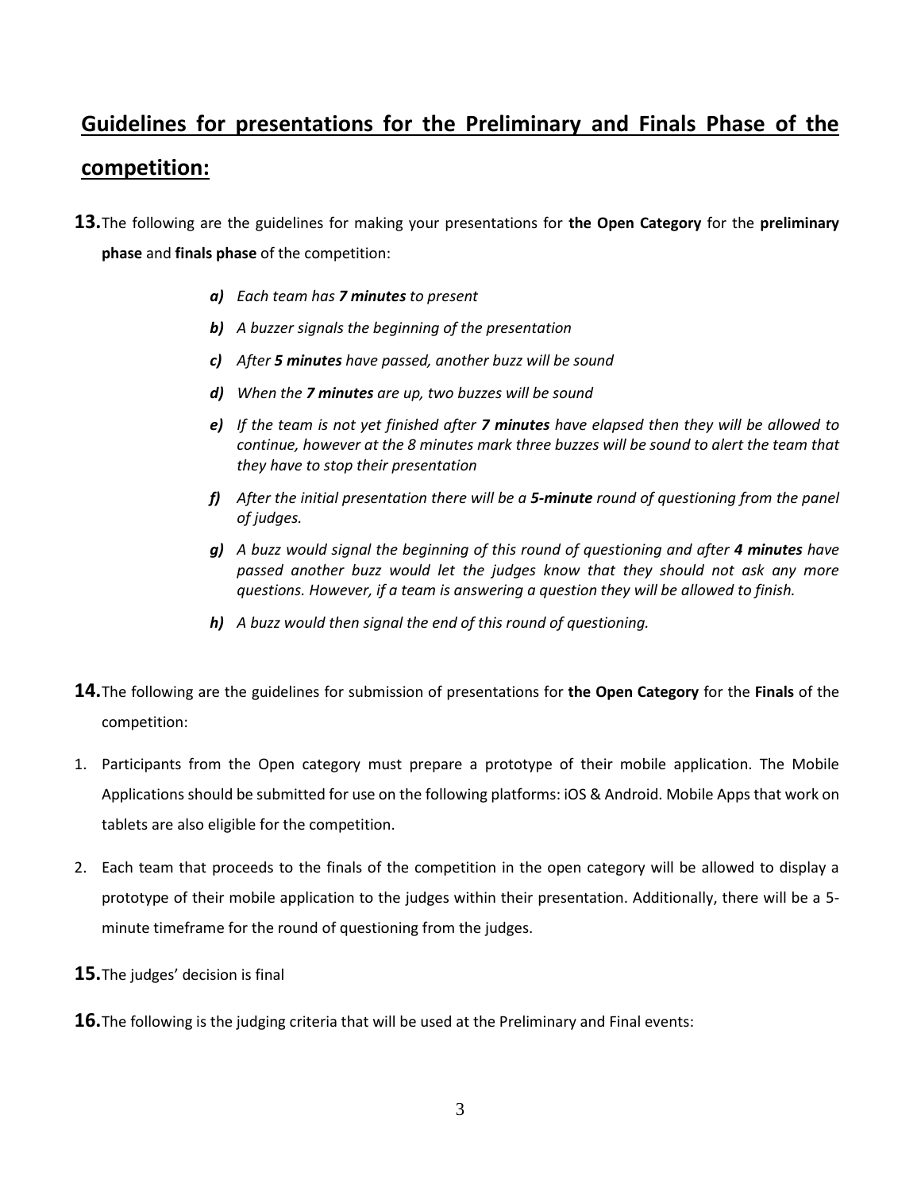## Guidelines for presentations for the Preliminary and Finals Phase of the competition:

**13.** The following are the guidelines for making your presentations for **the Open Category** for the **preliminary phase** and **finals phase** of the competition:

- ***a)*** *Each team has **7 minutes** to present*
- ***b)*** *A buzzer signals the beginning of the presentation*
- ***c)*** *After **5 minutes** have passed, another buzz will be sound*
- ***d)*** *When the **7 minutes** are up, two buzzes will be sound*
- ***e)*** *If the team is not yet finished after **7 minutes** have elapsed then they will be allowed to continue, however at the 8 minutes mark three buzzes will be sound to alert the team that they have to stop their presentation*
- ***f)*** *After the initial presentation there will be a **5-minute** round of questioning from the panel of judges.*
- ***g)*** *A buzz would signal the beginning of this round of questioning and after **4 minutes** have passed another buzz would let the judges know that they should not ask any more questions. However, if a team is answering a question they will be allowed to finish.*
- ***h)*** *A buzz would then signal the end of this round of questioning.*

**14.** The following are the guidelines for submission of presentations for **the Open Category** for the **Finals** of the competition:

1. Participants from the Open category must prepare a prototype of their mobile application. The Mobile Applications should be submitted for use on the following platforms: iOS & Android. Mobile Apps that work on tablets are also eligible for the competition.
2. Each team that proceeds to the finals of the competition in the open category will be allowed to display a prototype of their mobile application to the judges within their presentation. Additionally, there will be a 5-minute timeframe for the round of questioning from the judges.

**15.** The judges' decision is final

**16.** The following is the judging criteria that will be used at the Preliminary and Final events: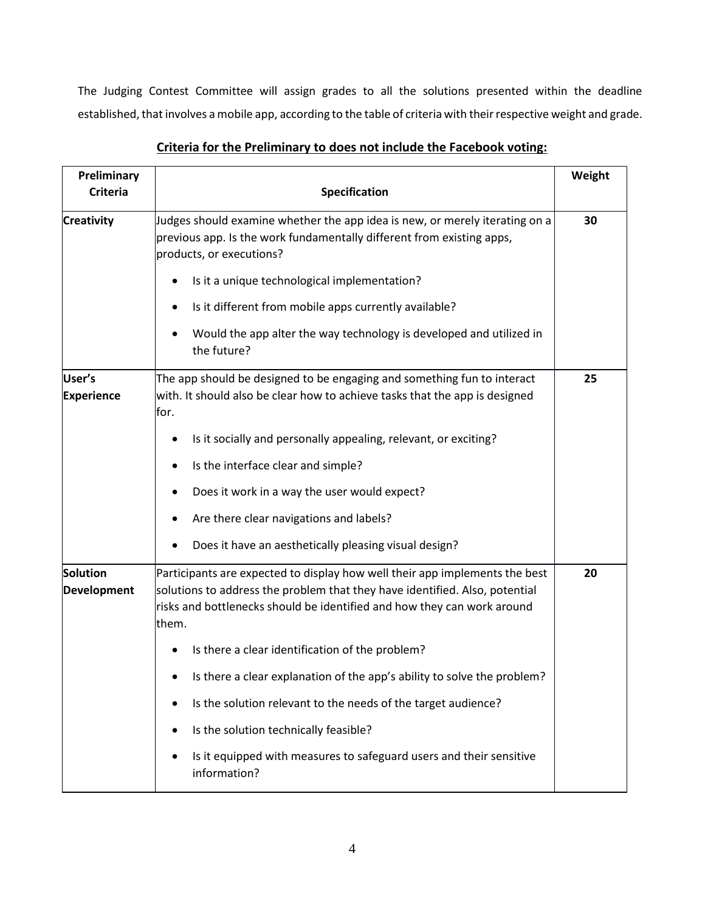The Judging Contest Committee will assign grades to all the solutions presented within the deadline established, that involves a mobile app, according to the table of criteria with their respective weight and grade.

**Criteria for the Preliminary to does not include the Facebook voting:**

| Preliminary Criteria | Specification | Weight |
|---|---|---|
| **Creativity** | Judges should examine whether the app idea is new, or merely iterating on a previous app. Is the work fundamentally different from existing apps, products, or executions?<br>• Is it a unique technological implementation?<br>• Is it different from mobile apps currently available?<br>• Would the app alter the way technology is developed and utilized in the future? | **30** |
| **User's Experience** | The app should be designed to be engaging and something fun to interact with. It should also be clear how to achieve tasks that the app is designed for.<br>• Is it socially and personally appealing, relevant, or exciting?<br>• Is the interface clear and simple?<br>• Does it work in a way the user would expect?<br>• Are there clear navigations and labels?<br>• Does it have an aesthetically pleasing visual design? | **25** |
| **Solution Development** | Participants are expected to display how well their app implements the best solutions to address the problem that they have identified. Also, potential risks and bottlenecks should be identified and how they can work around them.<br>• Is there a clear identification of the problem?<br>• Is there a clear explanation of the app's ability to solve the problem?<br>• Is the solution relevant to the needs of the target audience?<br>• Is the solution technically feasible?<br>• Is it equipped with measures to safeguard users and their sensitive information? | **20** |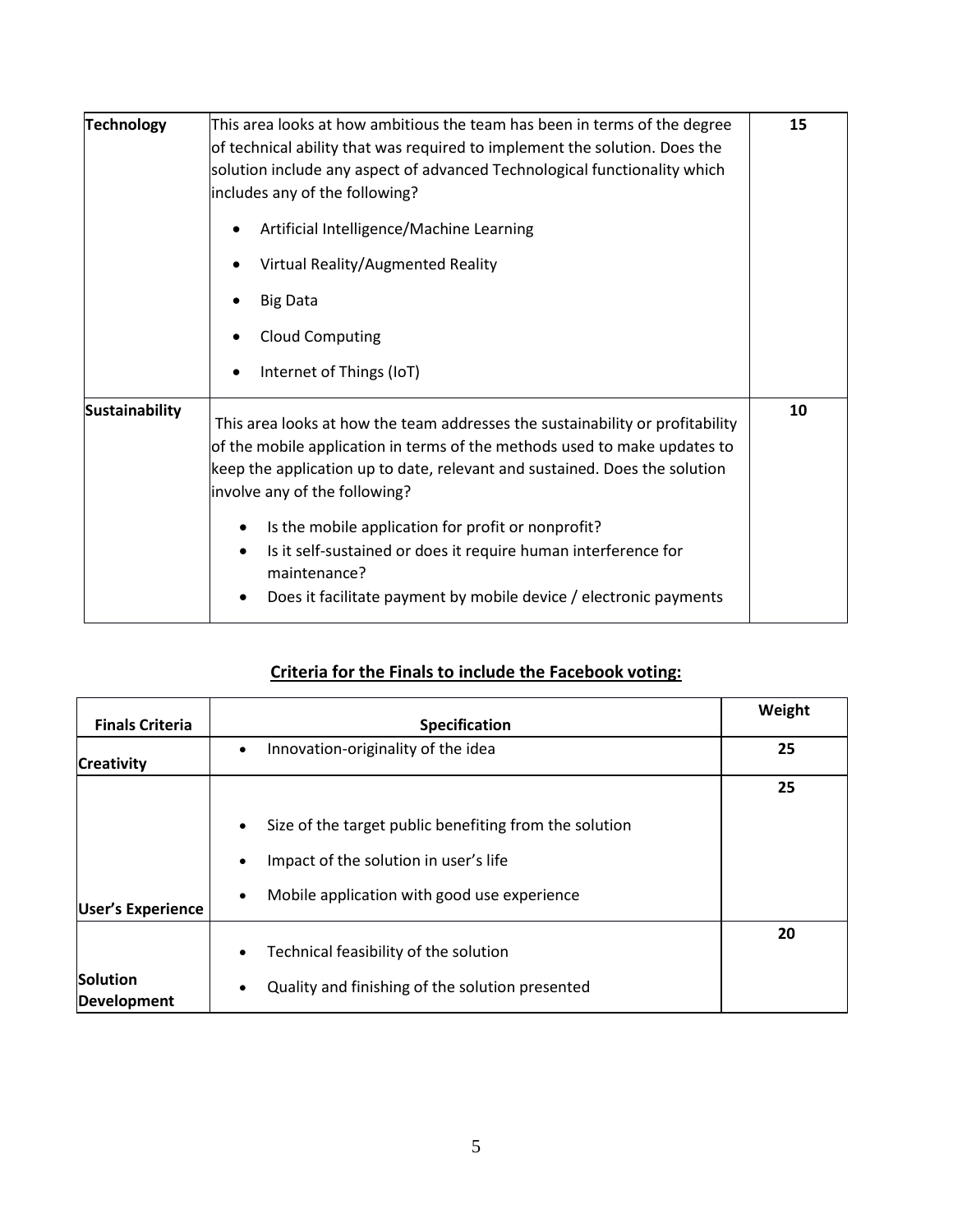| | | |
|---|---|---|
| **Technology** | This area looks at how ambitious the team has been in terms of the degree of technical ability that was required to implement the solution. Does the solution include any aspect of advanced Technological functionality which includes any of the following?<br>• Artificial Intelligence/Machine Learning<br>• Virtual Reality/Augmented Reality<br>• Big Data<br>• Cloud Computing<br>• Internet of Things (IoT) | **15** |
| **Sustainability** | This area looks at how the team addresses the sustainability or profitability of the mobile application in terms of the methods used to make updates to keep the application up to date, relevant and sustained. Does the solution involve any of the following?<br>• Is the mobile application for profit or nonprofit?<br>• Is it self-sustained or does it require human interference for maintenance?<br>• Does it facilitate payment by mobile device / electronic payments | **10** |

## Criteria for the Finals to include the Facebook voting:

| Finals Criteria | Specification | Weight |
|---|---|---|
| **Creativity** | • Innovation-originality of the idea | **25** |
| **User's Experience** | • Size of the target public benefiting from the solution<br>• Impact of the solution in user's life<br>• Mobile application with good use experience | **25** |
| **Solution Development** | • Technical feasibility of the solution<br>• Quality and finishing of the solution presented | **20** |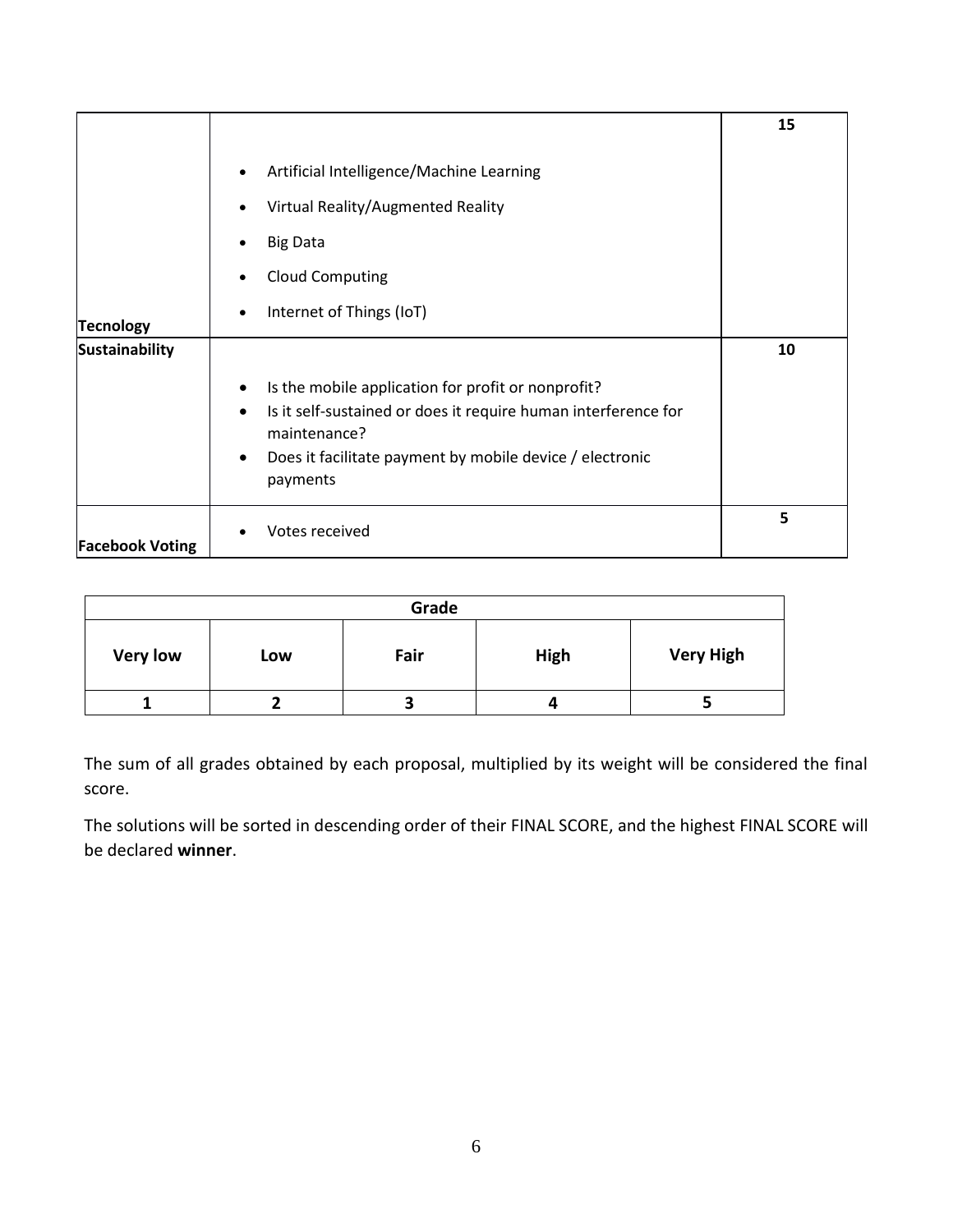| | | |
|---|---|---|
| Tecnology | • Artificial Intelligence/Machine Learning<br>• Virtual Reality/Augmented Reality<br>• Big Data<br>• Cloud Computing<br>• Internet of Things (IoT) | **15** |
| **Sustainability** | • Is the mobile application for profit or nonprofit?<br>• Is it self-sustained or does it require human interference for maintenance?<br>• Does it facilitate payment by mobile device / electronic payments | **10** |
| **Facebook Voting** | • Votes received | **5** |

| Grade | | | | |
|---|---|---|---|---|
| **Very low** | **Low** | **Fair** | **High** | **Very High** |
| **1** | **2** | **3** | **4** | **5** |

The sum of all grades obtained by each proposal, multiplied by its weight will be considered the final score.

The solutions will be sorted in descending order of their FINAL SCORE, and the highest FINAL SCORE will be declared **winner**.